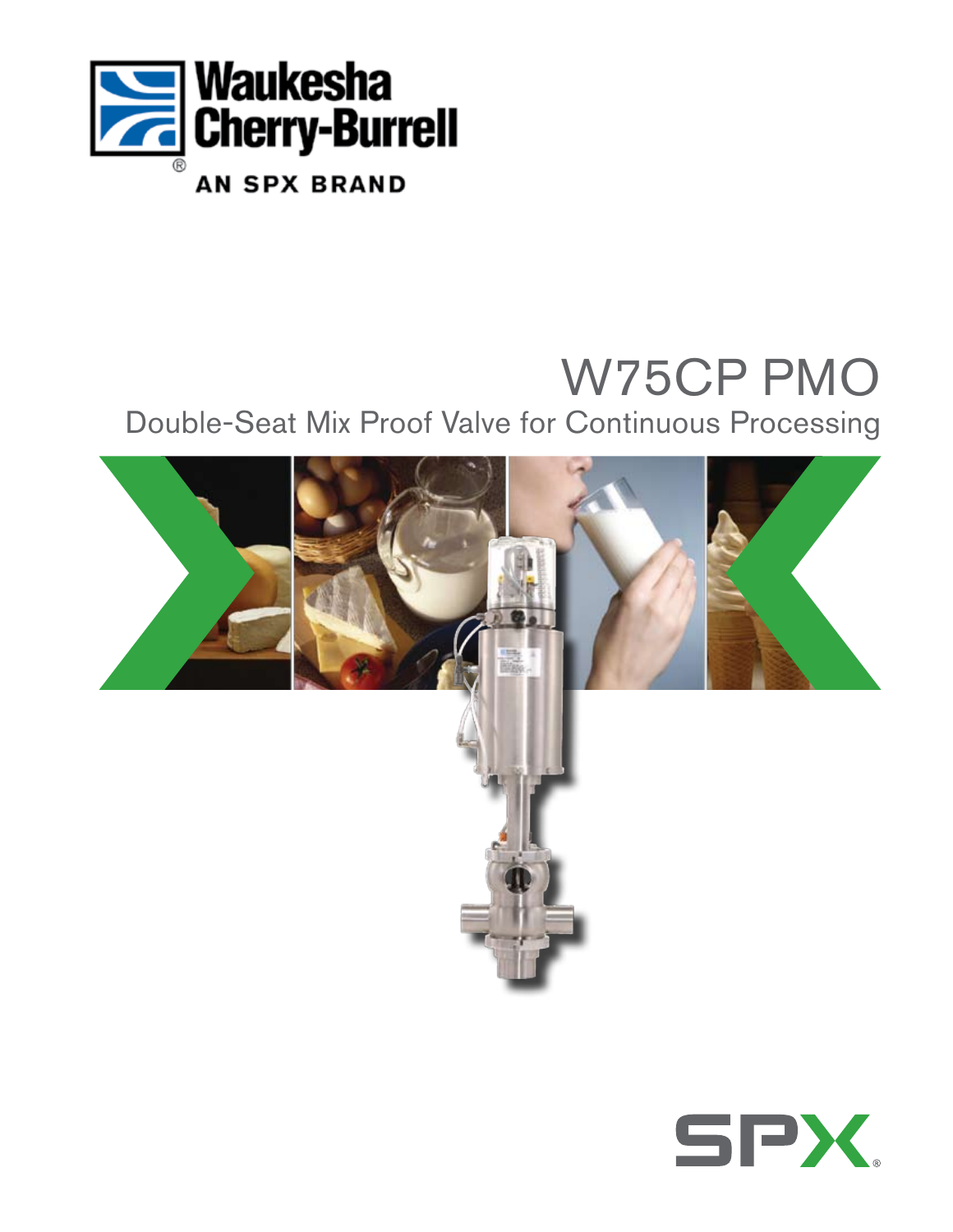Waukesha Cherry-Burrell®

AN SPX BRAND

# W75CP PMO

## Double-Seat Mix Proof Valve for Continuous Processing

SPX®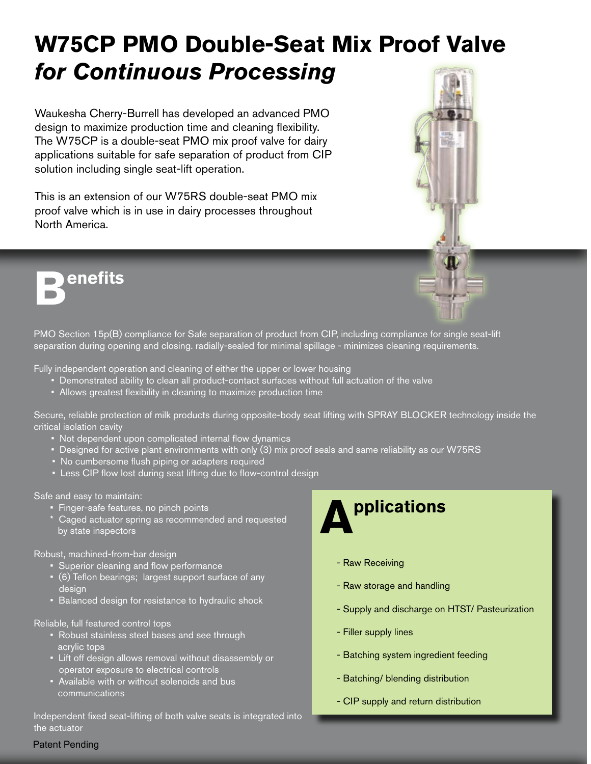# W75CP PMO Double-Seat Mix Proof Valve *for Continuous Processing*

Waukesha Cherry-Burrell has developed an advanced PMO design to maximize production time and cleaning flexibility. The W75CP is a double-seat PMO mix proof valve for dairy applications suitable for safe separation of product from CIP solution including single seat-lift operation.

This is an extension of our W75RS double-seat PMO mix proof valve which is in use in dairy processes throughout North America.

## Benefits

PMO Section 15p(B) compliance for Safe separation of product from CIP, including compliance for single seat-lift separation during opening and closing. radially-sealed for minimal spillage - minimizes cleaning requirements.

Fully independent operation and cleaning of either the upper or lower housing

- Demonstrated ability to clean all product-contact surfaces without full actuation of the valve
- Allows greatest flexibility in cleaning to maximize production time

Secure, reliable protection of milk products during opposite-body seat lifting with SPRAY BLOCKER technology inside the critical isolation cavity

- Not dependent upon complicated internal flow dynamics
- Designed for active plant environments with only (3) mix proof seals and same reliability as our W75RS
- No cumbersome flush piping or adapters required
- Less CIP flow lost during seat lifting due to flow-control design

Safe and easy to maintain:

- Finger-safe features, no pinch points
- Caged actuator spring as recommended and requested by state inspectors

Robust, machined-from-bar design

- Superior cleaning and flow performance
- (6) Teflon bearings; largest support surface of any design
- Balanced design for resistance to hydraulic shock

Reliable, full featured control tops

- Robust stainless steel bases and see through acrylic tops
- Lift off design allows removal without disassembly or operator exposure to electrical controls
- Available with or without solenoids and bus communications

Independent fixed seat-lifting of both valve seats is integrated into the actuator

Patent Pending

## Applications

- Raw Receiving
- Raw storage and handling
- Supply and discharge on HTST/ Pasteurization
- Filler supply lines
- Batching system ingredient feeding
- Batching/ blending distribution
- CIP supply and return distribution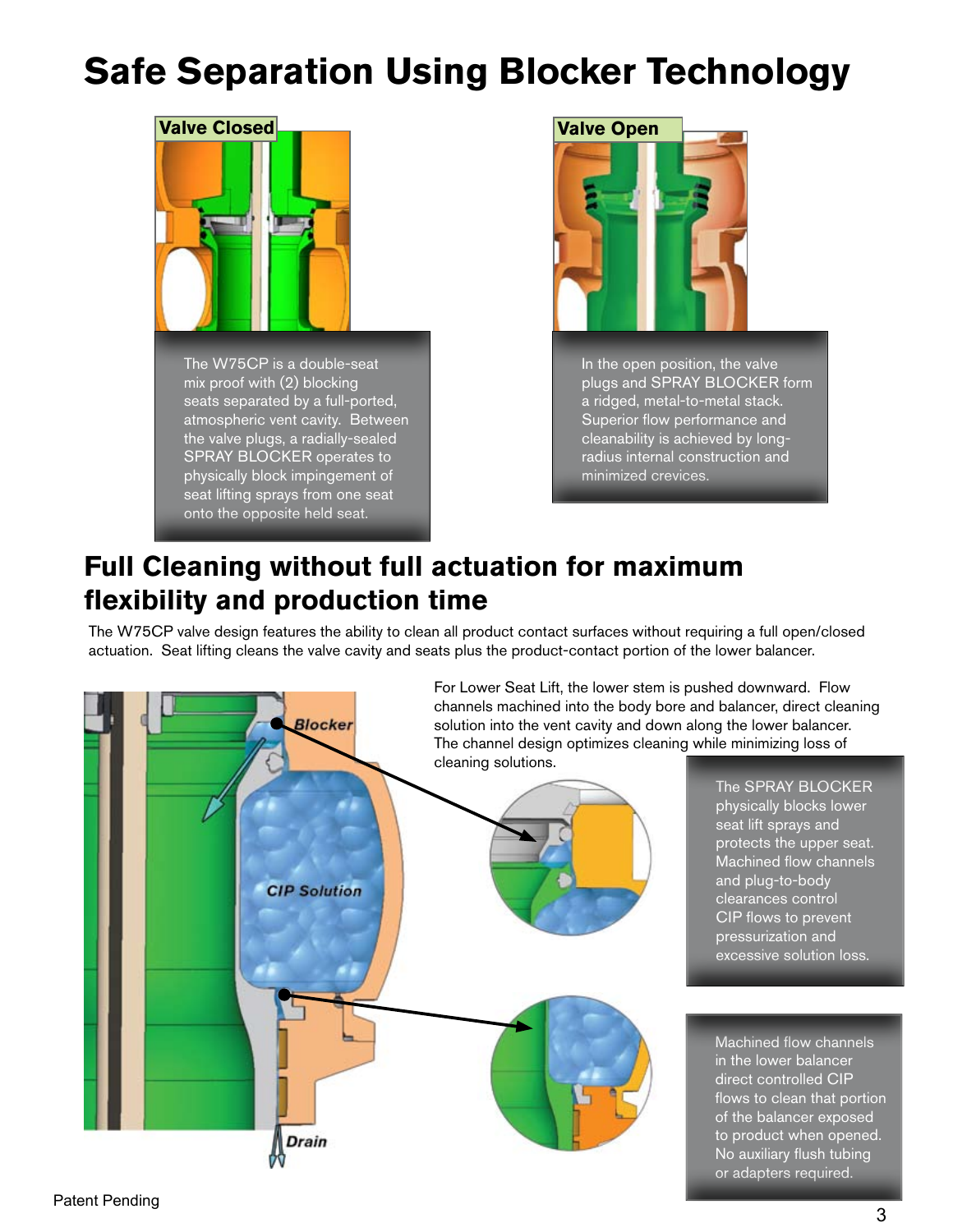# Safe Separation Using Blocker Technology

**Valve Closed**

The W75CP is a double-seat mix proof with (2) blocking seats separated by a full-ported, atmospheric vent cavity. Between the valve plugs, a radially-sealed SPRAY BLOCKER operates to physically block impingement of seat lifting sprays from one seat onto the opposite held seat.

**Valve Open**

In the open position, the valve plugs and SPRAY BLOCKER form a ridged, metal-to-metal stack. Superior flow performance and cleanability is achieved by long-radius internal construction and minimized crevices.

## Full Cleaning without full actuation for maximum flexibility and production time

The W75CP valve design features the ability to clean all product contact surfaces without requiring a full open/closed actuation. Seat lifting cleans the valve cavity and seats plus the product-contact portion of the lower balancer.

For Lower Seat Lift, the lower stem is pushed downward. Flow channels machined into the body bore and balancer, direct cleaning solution into the vent cavity and down along the lower balancer. The channel design optimizes cleaning while minimizing loss of cleaning solutions.

The SPRAY BLOCKER physically blocks lower seat lift sprays and protects the upper seat. Machined flow channels and plug-to-body clearances control CIP flows to prevent pressurization and excessive solution loss.

Machined flow channels in the lower balancer direct controlled CIP flows to clean that portion of the balancer exposed to product when opened. No auxiliary flush tubing or adapters required.

Patent Pending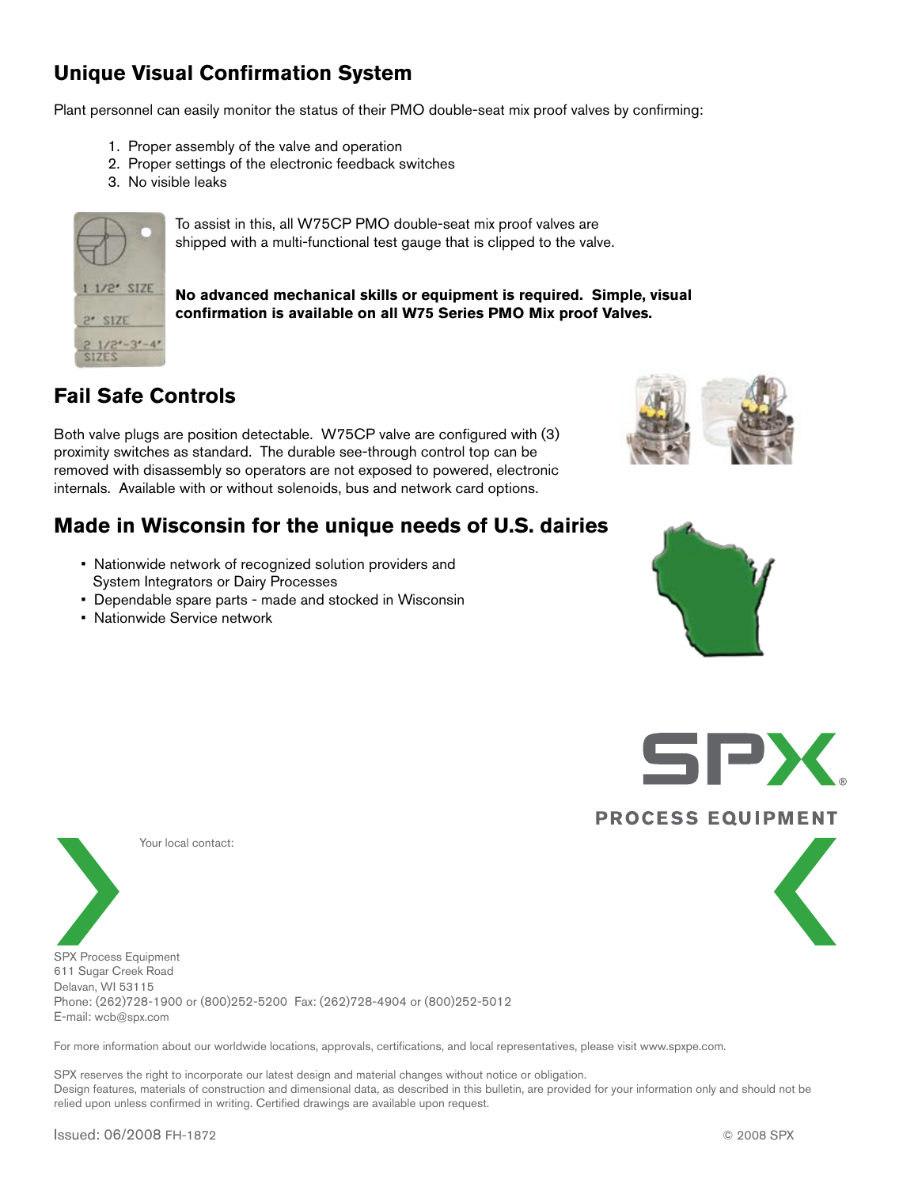## Unique Visual Confirmation System

Plant personnel can easily monitor the status of their PMO double-seat mix proof valves by confirming:

1. Proper assembly of the valve and operation
2. Proper settings of the electronic feedback switches
3. No visible leaks

To assist in this, all W75CP PMO double-seat mix proof valves are shipped with a multi-functional test gauge that is clipped to the valve.

**No advanced mechanical skills or equipment is required. Simple, visual confirmation is available on all W75 Series PMO Mix proof Valves.**

## Fail Safe Controls

Both valve plugs are position detectable. W75CP valve are configured with (3) proximity switches as standard. The durable see-through control top can be removed with disassembly so operators are not exposed to powered, electronic internals. Available with or without solenoids, bus and network card options.

## Made in Wisconsin for the unique needs of U.S. dairies

- Nationwide network of recognized solution providers and System Integrators or Dairy Processes
- Dependable spare parts - made and stocked in Wisconsin
- Nationwide Service network

SPX®

PROCESS EQUIPMENT

Your local contact:

SPX Process Equipment
611 Sugar Creek Road
Delavan, WI 53115
Phone: (262)728-1900 or (800)252-5200 Fax: (262)728-4904 or (800)252-5012
E-mail: wcb@spx.com

For more information about our worldwide locations, approvals, certifications, and local representatives, please visit www.spxpe.com.

SPX reserves the right to incorporate our latest design and material changes without notice or obligation.
Design features, materials of construction and dimensional data, as described in this bulletin, are provided for your information only and should not be relied upon unless confirmed in writing. Certified drawings are available upon request.

Issued: 06/2008 FH-1872

© 2008 SPX